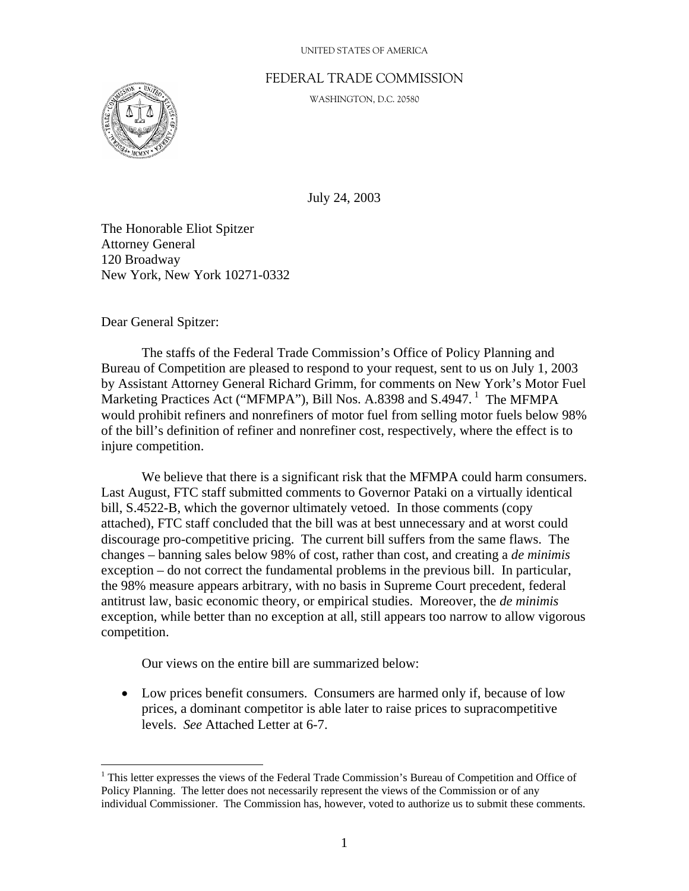UNITED STATES OF AMERICA

FEDERAL TRADE COMMISSION

WASHINGTON, D.C. 20580

July 24, 2003

The Honorable Eliot Spitzer
Attorney General
120 Broadway
New York, New York 10271-0332

Dear General Spitzer:

The staffs of the Federal Trade Commission's Office of Policy Planning and Bureau of Competition are pleased to respond to your request, sent to us on July 1, 2003 by Assistant Attorney General Richard Grimm, for comments on New York's Motor Fuel Marketing Practices Act ("MFMPA"), Bill Nos. A.8398 and S.4947.[1] The MFMPA would prohibit refiners and nonrefiners of motor fuel from selling motor fuels below 98% of the bill's definition of refiner and nonrefiner cost, respectively, where the effect is to injure competition.

We believe that there is a significant risk that the MFMPA could harm consumers. Last August, FTC staff submitted comments to Governor Pataki on a virtually identical bill, S.4522-B, which the governor ultimately vetoed. In those comments (copy attached), FTC staff concluded that the bill was at best unnecessary and at worst could discourage pro-competitive pricing. The current bill suffers from the same flaws. The changes – banning sales below 98% of cost, rather than cost, and creating a *de minimis* exception – do not correct the fundamental problems in the previous bill. In particular, the 98% measure appears arbitrary, with no basis in Supreme Court precedent, federal antitrust law, basic economic theory, or empirical studies. Moreover, the *de minimis* exception, while better than no exception at all, still appears too narrow to allow vigorous competition.

Our views on the entire bill are summarized below:

- Low prices benefit consumers. Consumers are harmed only if, because of low prices, a dominant competitor is able later to raise prices to supracompetitive levels. *See* Attached Letter at 6-7.

[1] This letter expresses the views of the Federal Trade Commission's Bureau of Competition and Office of Policy Planning. The letter does not necessarily represent the views of the Commission or of any individual Commissioner. The Commission has, however, voted to authorize us to submit these comments.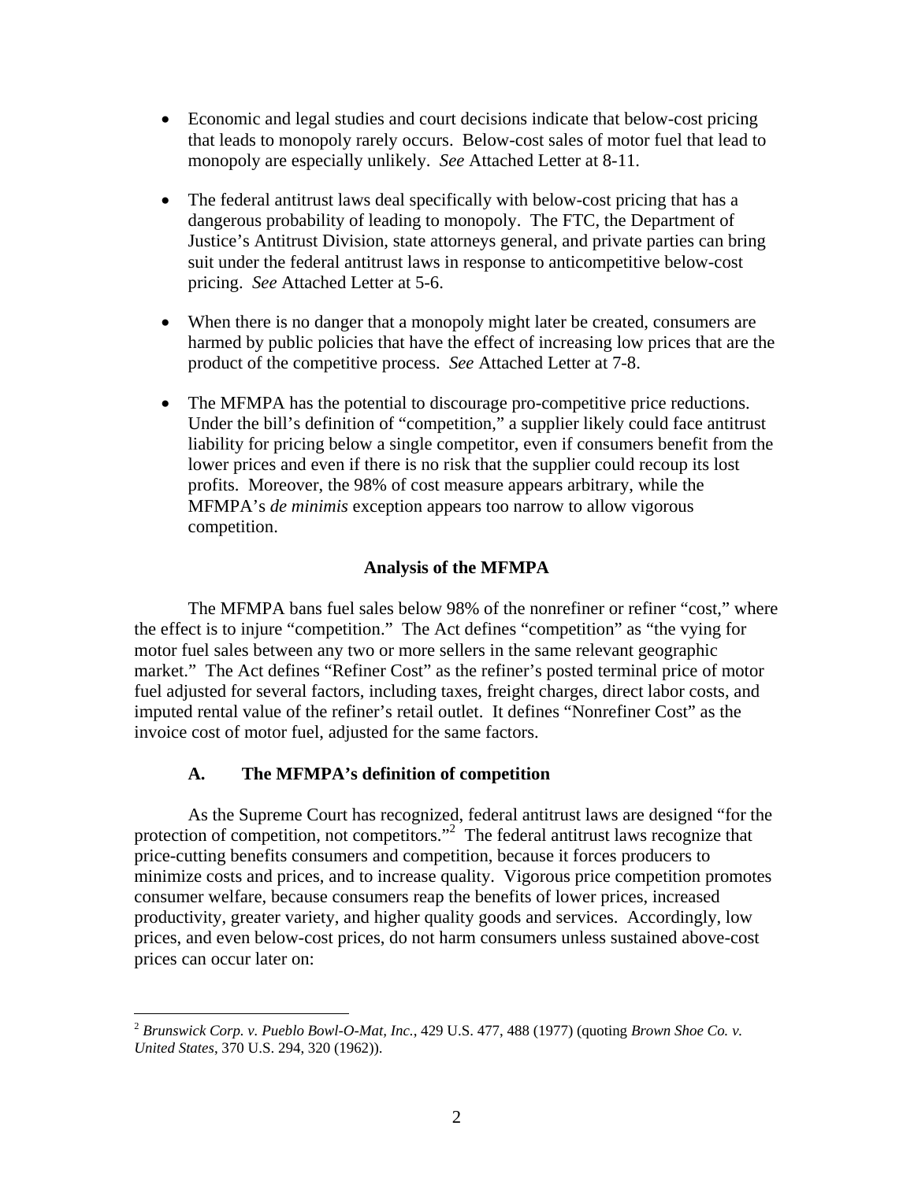- Economic and legal studies and court decisions indicate that below-cost pricing that leads to monopoly rarely occurs. Below-cost sales of motor fuel that lead to monopoly are especially unlikely. *See* Attached Letter at 8-11.

- The federal antitrust laws deal specifically with below-cost pricing that has a dangerous probability of leading to monopoly. The FTC, the Department of Justice's Antitrust Division, state attorneys general, and private parties can bring suit under the federal antitrust laws in response to anticompetitive below-cost pricing. *See* Attached Letter at 5-6.

- When there is no danger that a monopoly might later be created, consumers are harmed by public policies that have the effect of increasing low prices that are the product of the competitive process. *See* Attached Letter at 7-8.

- The MFMPA has the potential to discourage pro-competitive price reductions. Under the bill's definition of "competition," a supplier likely could face antitrust liability for pricing below a single competitor, even if consumers benefit from the lower prices and even if there is no risk that the supplier could recoup its lost profits. Moreover, the 98% of cost measure appears arbitrary, while the MFMPA's *de minimis* exception appears too narrow to allow vigorous competition.

## Analysis of the MFMPA

The MFMPA bans fuel sales below 98% of the nonrefiner or refiner "cost," where the effect is to injure "competition." The Act defines "competition" as "the vying for motor fuel sales between any two or more sellers in the same relevant geographic market." The Act defines "Refiner Cost" as the refiner's posted terminal price of motor fuel adjusted for several factors, including taxes, freight charges, direct labor costs, and imputed rental value of the refiner's retail outlet. It defines "Nonrefiner Cost" as the invoice cost of motor fuel, adjusted for the same factors.

### A. The MFMPA's definition of competition

As the Supreme Court has recognized, federal antitrust laws are designed "for the protection of competition, not competitors."[2] The federal antitrust laws recognize that price-cutting benefits consumers and competition, because it forces producers to minimize costs and prices, and to increase quality. Vigorous price competition promotes consumer welfare, because consumers reap the benefits of lower prices, increased productivity, greater variety, and higher quality goods and services. Accordingly, low prices, and even below-cost prices, do not harm consumers unless sustained above-cost prices can occur later on:

[2] *Brunswick Corp. v. Pueblo Bowl-O-Mat, Inc.*, 429 U.S. 477, 488 (1977) (quoting *Brown Shoe Co. v. United States*, 370 U.S. 294, 320 (1962)).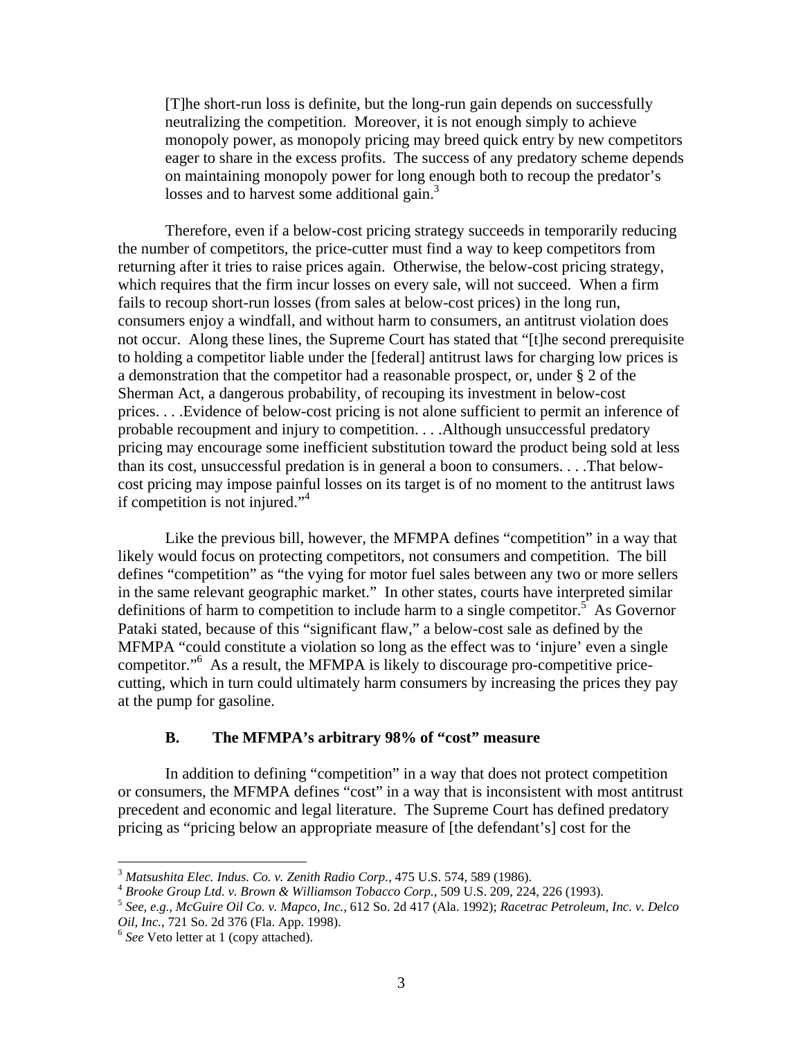> [T]he short-run loss is definite, but the long-run gain depends on successfully neutralizing the competition. Moreover, it is not enough simply to achieve monopoly power, as monopoly pricing may breed quick entry by new competitors eager to share in the excess profits. The success of any predatory scheme depends on maintaining monopoly power for long enough both to recoup the predator's losses and to harvest some additional gain.[3]

Therefore, even if a below-cost pricing strategy succeeds in temporarily reducing the number of competitors, the price-cutter must find a way to keep competitors from returning after it tries to raise prices again. Otherwise, the below-cost pricing strategy, which requires that the firm incur losses on every sale, will not succeed. When a firm fails to recoup short-run losses (from sales at below-cost prices) in the long run, consumers enjoy a windfall, and without harm to consumers, an antitrust violation does not occur. Along these lines, the Supreme Court has stated that "[t]he second prerequisite to holding a competitor liable under the [federal] antitrust laws for charging low prices is a demonstration that the competitor had a reasonable prospect, or, under § 2 of the Sherman Act, a dangerous probability, of recouping its investment in below-cost prices. . . .Evidence of below-cost pricing is not alone sufficient to permit an inference of probable recoupment and injury to competition. . . .Although unsuccessful predatory pricing may encourage some inefficient substitution toward the product being sold at less than its cost, unsuccessful predation is in general a boon to consumers. . . .That below-cost pricing may impose painful losses on its target is of no moment to the antitrust laws if competition is not injured."[4]

Like the previous bill, however, the MFMPA defines "competition" in a way that likely would focus on protecting competitors, not consumers and competition. The bill defines "competition" as "the vying for motor fuel sales between any two or more sellers in the same relevant geographic market." In other states, courts have interpreted similar definitions of harm to competition to include harm to a single competitor.[5] As Governor Pataki stated, because of this "significant flaw," a below-cost sale as defined by the MFMPA "could constitute a violation so long as the effect was to 'injure' even a single competitor."[6] As a result, the MFMPA is likely to discourage pro-competitive price-cutting, which in turn could ultimately harm consumers by increasing the prices they pay at the pump for gasoline.

### B. The MFMPA's arbitrary 98% of "cost" measure

In addition to defining "competition" in a way that does not protect competition or consumers, the MFMPA defines "cost" in a way that is inconsistent with most antitrust precedent and economic and legal literature. The Supreme Court has defined predatory pricing as "pricing below an appropriate measure of [the defendant's] cost for the

---

[3] *Matsushita Elec. Indus. Co. v. Zenith Radio Corp.*, 475 U.S. 574, 589 (1986).

[4] *Brooke Group Ltd. v. Brown & Williamson Tobacco Corp.*, 509 U.S. 209, 224, 226 (1993).

[5] *See, e.g., McGuire Oil Co. v. Mapco, Inc.*, 612 So. 2d 417 (Ala. 1992); *Racetrac Petroleum, Inc. v. Delco Oil, Inc.*, 721 So. 2d 376 (Fla. App. 1998).

[6] *See* Veto letter at 1 (copy attached).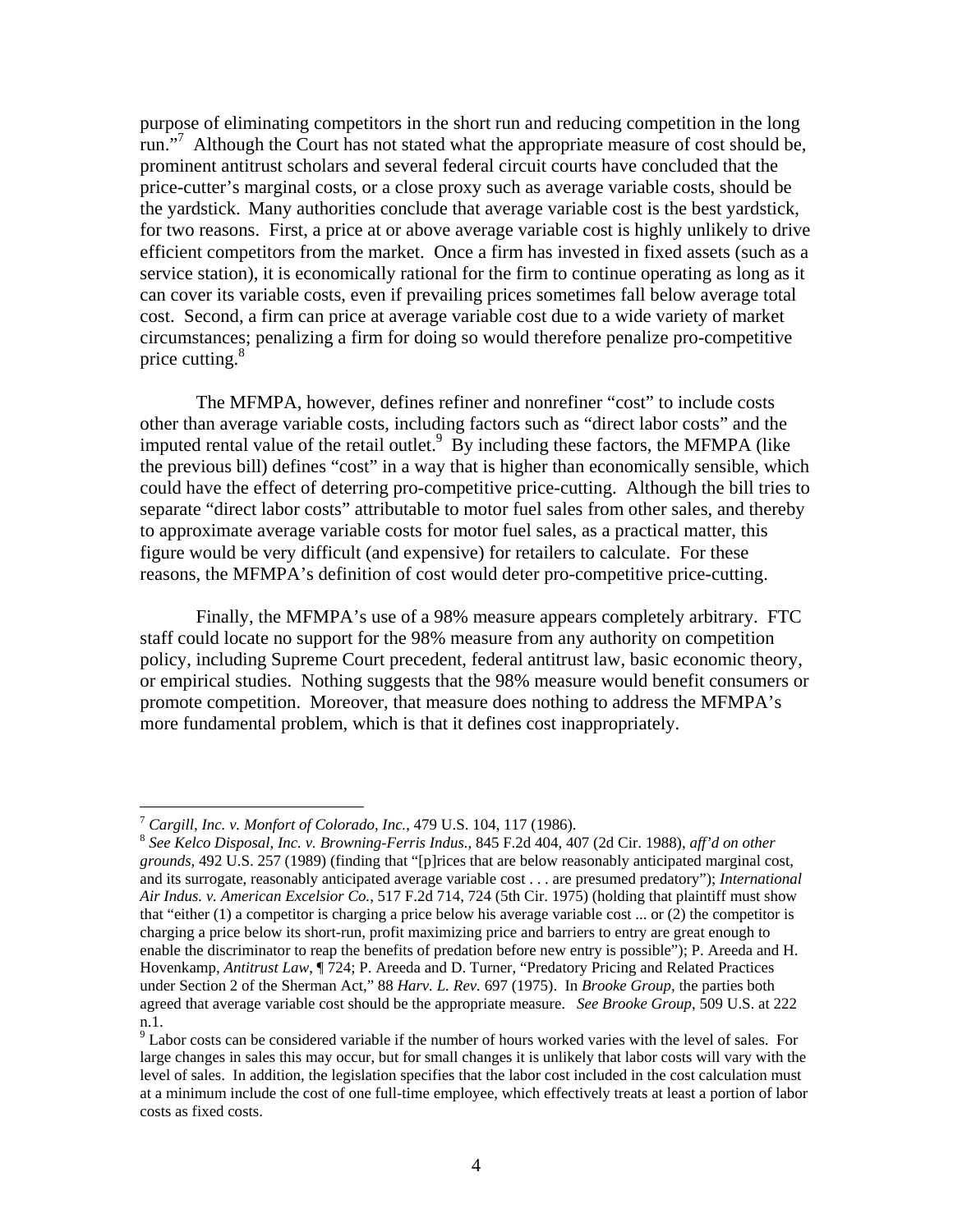purpose of eliminating competitors in the short run and reducing competition in the long run."[7] Although the Court has not stated what the appropriate measure of cost should be, prominent antitrust scholars and several federal circuit courts have concluded that the price-cutter's marginal costs, or a close proxy such as average variable costs, should be the yardstick. Many authorities conclude that average variable cost is the best yardstick, for two reasons. First, a price at or above average variable cost is highly unlikely to drive efficient competitors from the market. Once a firm has invested in fixed assets (such as a service station), it is economically rational for the firm to continue operating as long as it can cover its variable costs, even if prevailing prices sometimes fall below average total cost. Second, a firm can price at average variable cost due to a wide variety of market circumstances; penalizing a firm for doing so would therefore penalize pro-competitive price cutting.[8]

The MFMPA, however, defines refiner and nonrefiner "cost" to include costs other than average variable costs, including factors such as "direct labor costs" and the imputed rental value of the retail outlet.[9] By including these factors, the MFMPA (like the previous bill) defines "cost" in a way that is higher than economically sensible, which could have the effect of deterring pro-competitive price-cutting. Although the bill tries to separate "direct labor costs" attributable to motor fuel sales from other sales, and thereby to approximate average variable costs for motor fuel sales, as a practical matter, this figure would be very difficult (and expensive) for retailers to calculate. For these reasons, the MFMPA's definition of cost would deter pro-competitive price-cutting.

Finally, the MFMPA's use of a 98% measure appears completely arbitrary. FTC staff could locate no support for the 98% measure from any authority on competition policy, including Supreme Court precedent, federal antitrust law, basic economic theory, or empirical studies. Nothing suggests that the 98% measure would benefit consumers or promote competition. Moreover, that measure does nothing to address the MFMPA's more fundamental problem, which is that it defines cost inappropriately.

---

[7] *Cargill, Inc. v. Monfort of Colorado, Inc.*, 479 U.S. 104, 117 (1986).

[8] *See Kelco Disposal, Inc. v. Browning-Ferris Indus.*, 845 F.2d 404, 407 (2d Cir. 1988), *aff'd on other grounds*, 492 U.S. 257 (1989) (finding that "[p]rices that are below reasonably anticipated marginal cost, and its surrogate, reasonably anticipated average variable cost . . . are presumed predatory"); *International Air Indus. v. American Excelsior Co.*, 517 F.2d 714, 724 (5th Cir. 1975) (holding that plaintiff must show that "either (1) a competitor is charging a price below his average variable cost ... or (2) the competitor is charging a price below its short-run, profit maximizing price and barriers to entry are great enough to enable the discriminator to reap the benefits of predation before new entry is possible"); P. Areeda and H. Hovenkamp, *Antitrust Law*, ¶ 724; P. Areeda and D. Turner, "Predatory Pricing and Related Practices under Section 2 of the Sherman Act," 88 *Harv. L. Rev.* 697 (1975). In *Brooke Group*, the parties both agreed that average variable cost should be the appropriate measure. *See Brooke Group*, 509 U.S. at 222 n.1.

[9] Labor costs can be considered variable if the number of hours worked varies with the level of sales. For large changes in sales this may occur, but for small changes it is unlikely that labor costs will vary with the level of sales. In addition, the legislation specifies that the labor cost included in the cost calculation must at a minimum include the cost of one full-time employee, which effectively treats at least a portion of labor costs as fixed costs.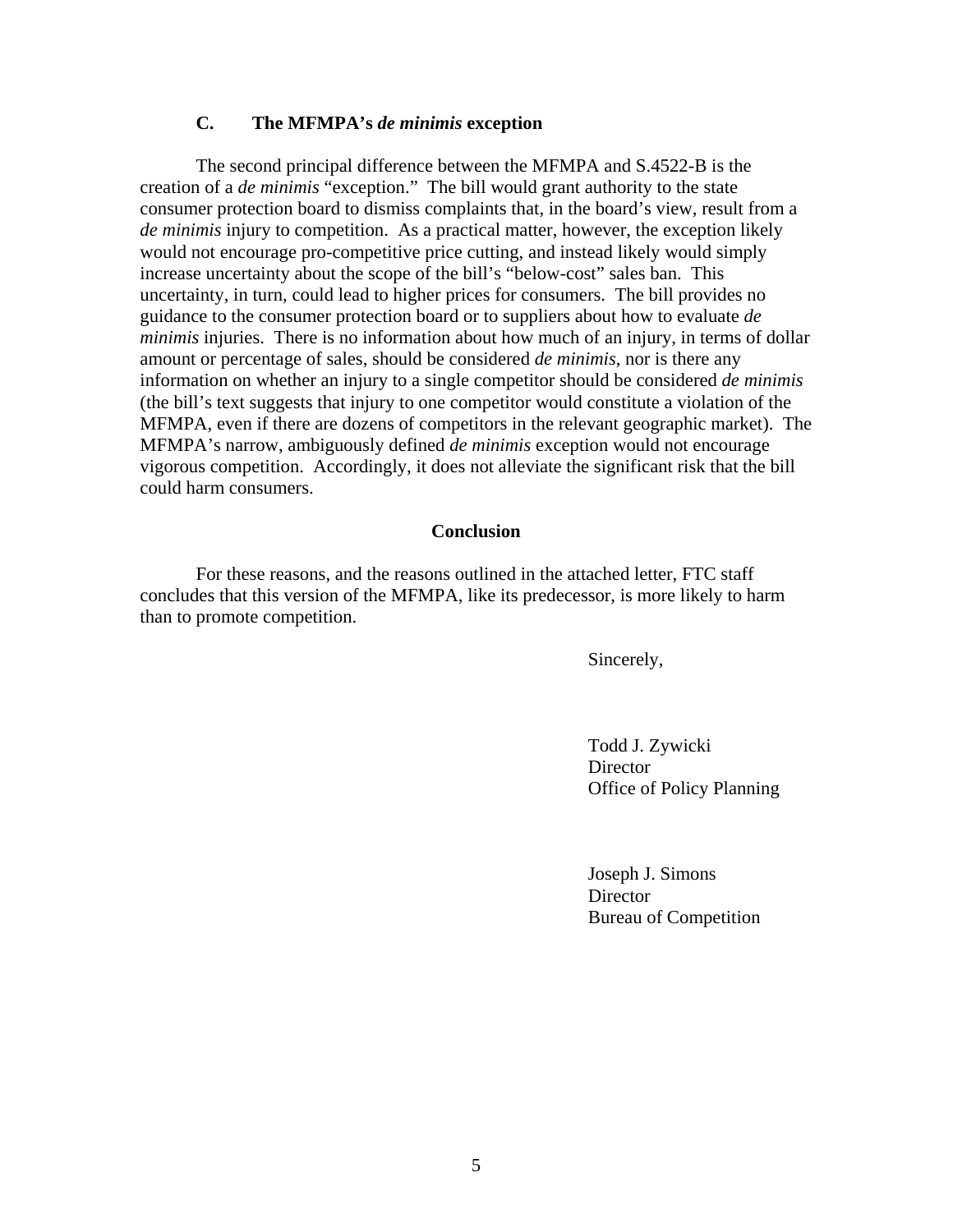### C. The MFMPA's *de minimis* exception

The second principal difference between the MFMPA and S.4522-B is the creation of a *de minimis* "exception." The bill would grant authority to the state consumer protection board to dismiss complaints that, in the board's view, result from a *de minimis* injury to competition. As a practical matter, however, the exception likely would not encourage pro-competitive price cutting, and instead likely would simply increase uncertainty about the scope of the bill's "below-cost" sales ban. This uncertainty, in turn, could lead to higher prices for consumers. The bill provides no guidance to the consumer protection board or to suppliers about how to evaluate *de minimis* injuries. There is no information about how much of an injury, in terms of dollar amount or percentage of sales, should be considered *de minimis*, nor is there any information on whether an injury to a single competitor should be considered *de minimis* (the bill's text suggests that injury to one competitor would constitute a violation of the MFMPA, even if there are dozens of competitors in the relevant geographic market). The MFMPA's narrow, ambiguously defined *de minimis* exception would not encourage vigorous competition. Accordingly, it does not alleviate the significant risk that the bill could harm consumers.

## Conclusion

For these reasons, and the reasons outlined in the attached letter, FTC staff concludes that this version of the MFMPA, like its predecessor, is more likely to harm than to promote competition.

Sincerely,

Todd J. Zywicki
Director
Office of Policy Planning

Joseph J. Simons
Director
Bureau of Competition